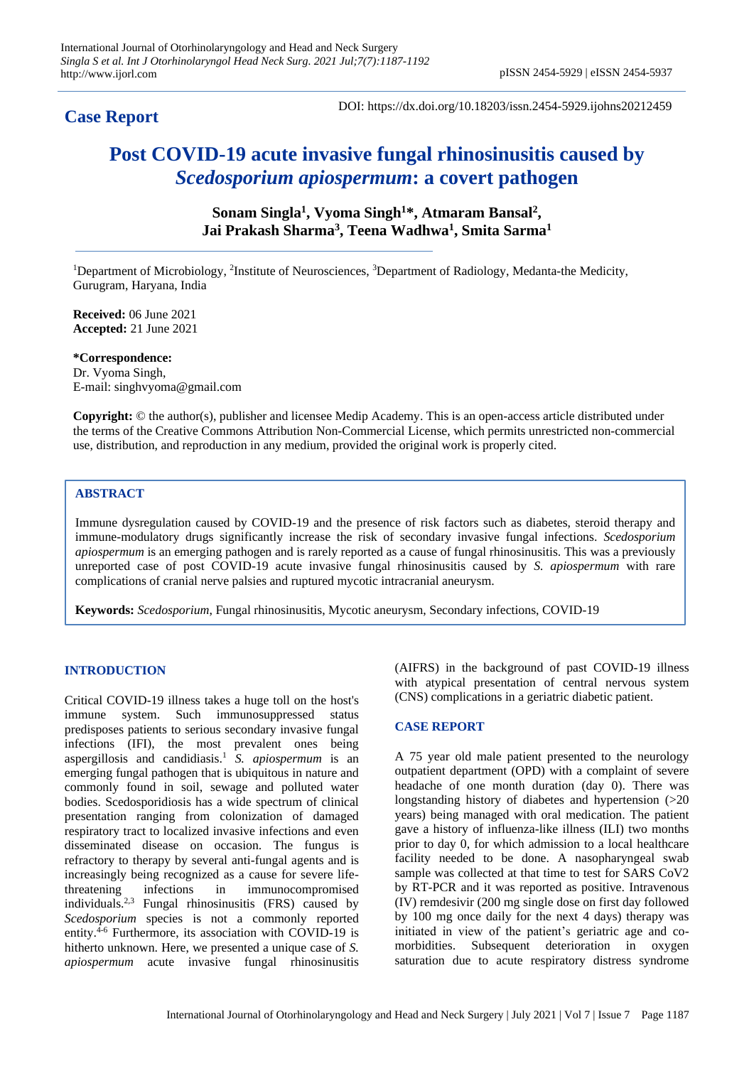**Case Report**

DOI: https://dx.doi.org/10.18203/issn.2454-5929.ijohns20212459

# Post COVID-19 acute invasive fungal rhinosinusitis caused by *Scedosporium apiospermum*: a covert pathogen

**Sonam Singla[1], Vyoma Singh[1]\*, Atmaram Bansal[2], Jai Prakash Sharma[3], Teena Wadhwa[1], Smita Sarma[1]**

[1]Department of Microbiology, [2]Institute of Neurosciences, [3]Department of Radiology, Medanta-the Medicity, Gurugram, Haryana, India

**Received:** 06 June 2021
**Accepted:** 21 June 2021

**\*Correspondence:**
Dr. Vyoma Singh,
E-mail: singhvyoma@gmail.com

**Copyright:** © the author(s), publisher and licensee Medip Academy. This is an open-access article distributed under the terms of the Creative Commons Attribution Non-Commercial License, which permits unrestricted non-commercial use, distribution, and reproduction in any medium, provided the original work is properly cited.

## ABSTRACT

Immune dysregulation caused by COVID-19 and the presence of risk factors such as diabetes, steroid therapy and immune-modulatory drugs significantly increase the risk of secondary invasive fungal infections. *Scedosporium apiospermum* is an emerging pathogen and is rarely reported as a cause of fungal rhinosinusitis. This was a previously unreported case of post COVID-19 acute invasive fungal rhinosinusitis caused by *S. apiospermum* with rare complications of cranial nerve palsies and ruptured mycotic intracranial aneurysm.

**Keywords:** *Scedosporium*, Fungal rhinosinusitis, Mycotic aneurysm, Secondary infections, COVID-19

## INTRODUCTION

Critical COVID-19 illness takes a huge toll on the host's immune system. Such immunosuppressed status predisposes patients to serious secondary invasive fungal infections (IFI), the most prevalent ones being aspergillosis and candidiasis.[1] *S. apiospermum* is an emerging fungal pathogen that is ubiquitous in nature and commonly found in soil, sewage and polluted water bodies. Scedosporidiosis has a wide spectrum of clinical presentation ranging from colonization of damaged respiratory tract to localized invasive infections and even disseminated disease on occasion. The fungus is refractory to therapy by several anti-fungal agents and is increasingly being recognized as a cause for severe life-threatening infections in immunocompromised individuals.[2,3] Fungal rhinosinusitis (FRS) caused by *Scedosporium* species is not a commonly reported entity.[4-6] Furthermore, its association with COVID-19 is hitherto unknown. Here, we presented a unique case of *S. apiospermum* acute invasive fungal rhinosinusitis (AIFRS) in the background of past COVID-19 illness with atypical presentation of central nervous system (CNS) complications in a geriatric diabetic patient.

## CASE REPORT

A 75 year old male patient presented to the neurology outpatient department (OPD) with a complaint of severe headache of one month duration (day 0). There was longstanding history of diabetes and hypertension (>20 years) being managed with oral medication. The patient gave a history of influenza-like illness (ILI) two months prior to day 0, for which admission to a local healthcare facility needed to be done. A nasopharyngeal swab sample was collected at that time to test for SARS CoV2 by RT-PCR and it was reported as positive. Intravenous (IV) remdesivir (200 mg single dose on first day followed by 100 mg once daily for the next 4 days) therapy was initiated in view of the patient's geriatric age and co-morbidities. Subsequent deterioration in oxygen saturation due to acute respiratory distress syndrome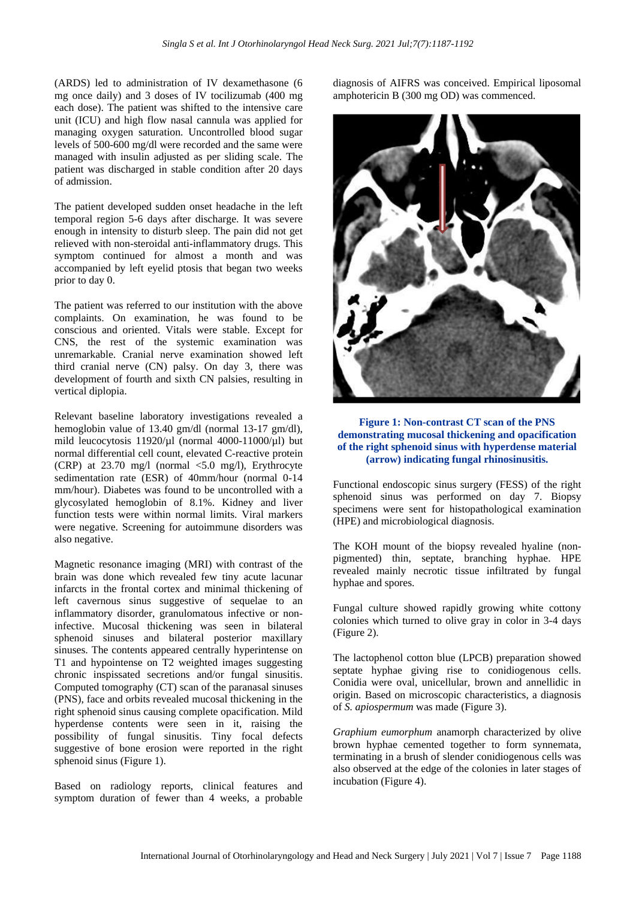(ARDS) led to administration of IV dexamethasone (6 mg once daily) and 3 doses of IV tocilizumab (400 mg each dose). The patient was shifted to the intensive care unit (ICU) and high flow nasal cannula was applied for managing oxygen saturation. Uncontrolled blood sugar levels of 500-600 mg/dl were recorded and the same were managed with insulin adjusted as per sliding scale. The patient was discharged in stable condition after 20 days of admission.

The patient developed sudden onset headache in the left temporal region 5-6 days after discharge. It was severe enough in intensity to disturb sleep. The pain did not get relieved with non-steroidal anti-inflammatory drugs. This symptom continued for almost a month and was accompanied by left eyelid ptosis that began two weeks prior to day 0.

The patient was referred to our institution with the above complaints. On examination, he was found to be conscious and oriented. Vitals were stable. Except for CNS, the rest of the systemic examination was unremarkable. Cranial nerve examination showed left third cranial nerve (CN) palsy. On day 3, there was development of fourth and sixth CN palsies, resulting in vertical diplopia.

Relevant baseline laboratory investigations revealed a hemoglobin value of 13.40 gm/dl (normal 13-17 gm/dl), mild leucocytosis 11920/µl (normal 4000-11000/µl) but normal differential cell count, elevated C-reactive protein (CRP) at 23.70 mg/l (normal <5.0 mg/l), Erythrocyte sedimentation rate (ESR) of 40mm/hour (normal 0-14 mm/hour). Diabetes was found to be uncontrolled with a glycosylated hemoglobin of 8.1%. Kidney and liver function tests were within normal limits. Viral markers were negative. Screening for autoimmune disorders was also negative.

Magnetic resonance imaging (MRI) with contrast of the brain was done which revealed few tiny acute lacunar infarcts in the frontal cortex and minimal thickening of left cavernous sinus suggestive of sequelae to an inflammatory disorder, granulomatous infective or non-infective. Mucosal thickening was seen in bilateral sphenoid sinuses and bilateral posterior maxillary sinuses. The contents appeared centrally hyperintense on T1 and hypointense on T2 weighted images suggesting chronic inspissated secretions and/or fungal sinusitis. Computed tomography (CT) scan of the paranasal sinuses (PNS), face and orbits revealed mucosal thickening in the right sphenoid sinus causing complete opacification. Mild hyperdense contents were seen in it, raising the possibility of fungal sinusitis. Tiny focal defects suggestive of bone erosion were reported in the right sphenoid sinus (Figure 1).

Based on radiology reports, clinical features and symptom duration of fewer than 4 weeks, a probable diagnosis of AIFRS was conceived. Empirical liposomal amphotericin B (300 mg OD) was commenced.

**Figure 1: Non-contrast CT scan of the PNS demonstrating mucosal thickening and opacification of the right sphenoid sinus with hyperdense material (arrow) indicating fungal rhinosinusitis.**

Functional endoscopic sinus surgery (FESS) of the right sphenoid sinus was performed on day 7. Biopsy specimens were sent for histopathological examination (HPE) and microbiological diagnosis.

The KOH mount of the biopsy revealed hyaline (non-pigmented) thin, septate, branching hyphae. HPE revealed mainly necrotic tissue infiltrated by fungal hyphae and spores.

Fungal culture showed rapidly growing white cottony colonies which turned to olive gray in color in 3-4 days (Figure 2).

The lactophenol cotton blue (LPCB) preparation showed septate hyphae giving rise to conidiogenous cells. Conidia were oval, unicellular, brown and annellidic in origin. Based on microscopic characteristics, a diagnosis of *S. apiospermum* was made (Figure 3).

*Graphium eumorphum* anamorph characterized by olive brown hyphae cemented together to form synnemata, terminating in a brush of slender conidiogenous cells was also observed at the edge of the colonies in later stages of incubation (Figure 4).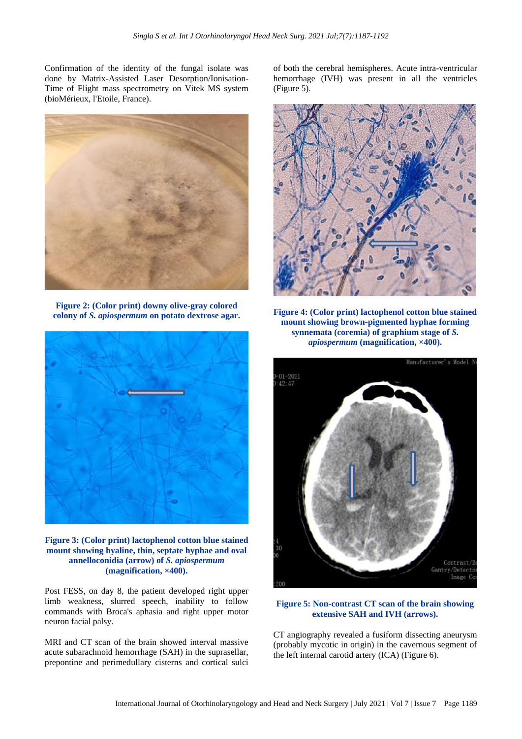Confirmation of the identity of the fungal isolate was done by Matrix-Assisted Laser Desorption/Ionisation-Time of Flight mass spectrometry on Vitek MS system (bioMérieux, l'Etoile, France).

**Figure 2: (Color print) downy olive-gray colored colony of *S. apiospermum* on potato dextrose agar.**

**Figure 3: (Color print) lactophenol cotton blue stained mount showing hyaline, thin, septate hyphae and oval annelloconidia (arrow) of *S. apiospermum* (magnification, ×400).**

Post FESS, on day 8, the patient developed right upper limb weakness, slurred speech, inability to follow commands with Broca's aphasia and right upper motor neuron facial palsy.

MRI and CT scan of the brain showed interval massive acute subarachnoid hemorrhage (SAH) in the suprasellar, prepontine and perimedullary cisterns and cortical sulci of both the cerebral hemispheres. Acute intra-ventricular hemorrhage (IVH) was present in all the ventricles (Figure 5).

**Figure 4: (Color print) lactophenol cotton blue stained mount showing brown-pigmented hyphae forming synnemata (coremia) of graphium stage of *S. apiospermum* (magnification, ×400).**

**Figure 5: Non-contrast CT scan of the brain showing extensive SAH and IVH (arrows).**

CT angiography revealed a fusiform dissecting aneurysm (probably mycotic in origin) in the cavernous segment of the left internal carotid artery (ICA) (Figure 6).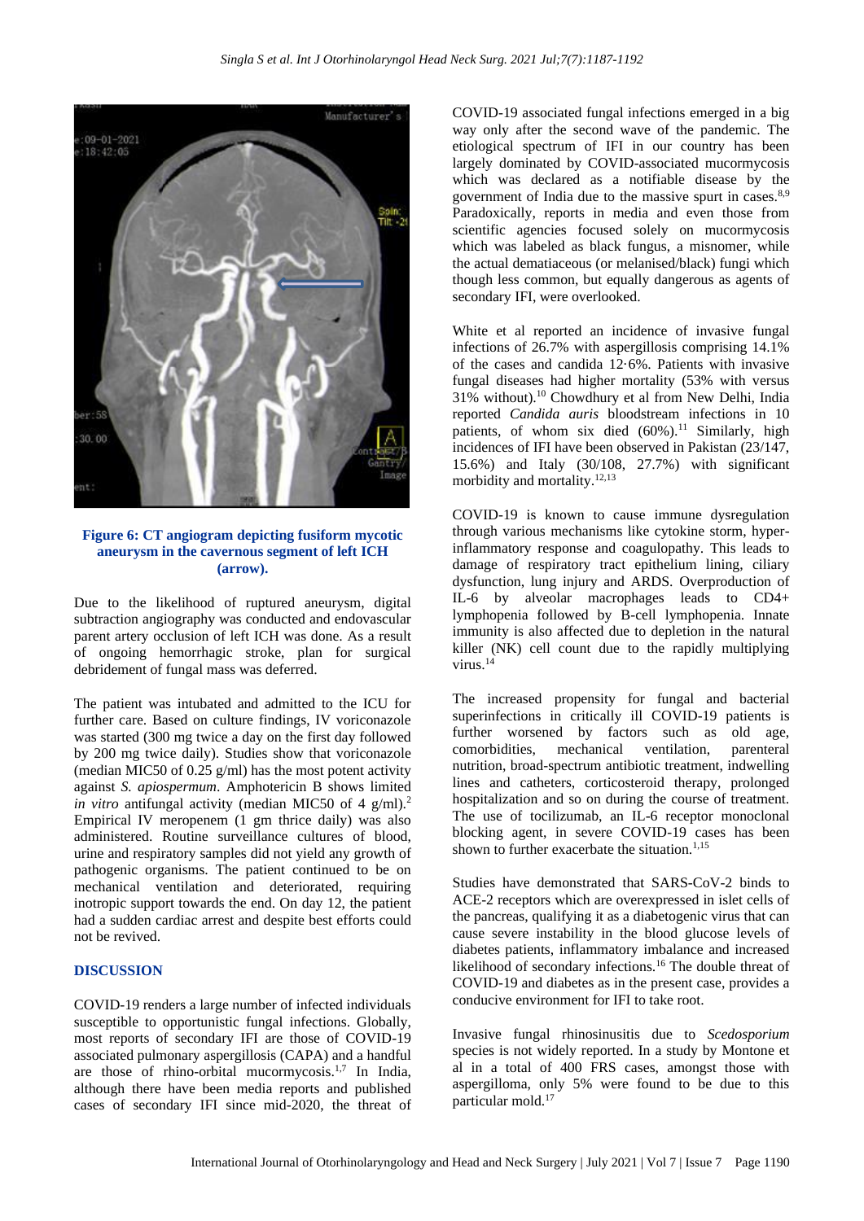**Figure 6: CT angiogram depicting fusiform mycotic aneurysm in the cavernous segment of left ICH (arrow).**

Due to the likelihood of ruptured aneurysm, digital subtraction angiography was conducted and endovascular parent artery occlusion of left ICH was done. As a result of ongoing hemorrhagic stroke, plan for surgical debridement of fungal mass was deferred.

The patient was intubated and admitted to the ICU for further care. Based on culture findings, IV voriconazole was started (300 mg twice a day on the first day followed by 200 mg twice daily). Studies show that voriconazole (median MIC50 of 0.25 g/ml) has the most potent activity against *S. apiospermum*. Amphotericin B shows limited *in vitro* antifungal activity (median MIC50 of 4 g/ml).[2] Empirical IV meropenem (1 gm thrice daily) was also administered. Routine surveillance cultures of blood, urine and respiratory samples did not yield any growth of pathogenic organisms. The patient continued to be on mechanical ventilation and deteriorated, requiring inotropic support towards the end. On day 12, the patient had a sudden cardiac arrest and despite best efforts could not be revived.

## DISCUSSION

COVID-19 renders a large number of infected individuals susceptible to opportunistic fungal infections. Globally, most reports of secondary IFI are those of COVID-19 associated pulmonary aspergillosis (CAPA) and a handful are those of rhino-orbital mucormycosis.[1,7] In India, although there have been media reports and published cases of secondary IFI since mid-2020, the threat of COVID-19 associated fungal infections emerged in a big way only after the second wave of the pandemic. The etiological spectrum of IFI in our country has been largely dominated by COVID-associated mucormycosis which was declared as a notifiable disease by the government of India due to the massive spurt in cases.[8,9] Paradoxically, reports in media and even those from scientific agencies focused solely on mucormycosis which was labeled as black fungus, a misnomer, while the actual dematiaceous (or melanised/black) fungi which though less common, but equally dangerous as agents of secondary IFI, were overlooked.

White et al reported an incidence of invasive fungal infections of 26.7% with aspergillosis comprising 14.1% of the cases and candida 12·6%. Patients with invasive fungal diseases had higher mortality (53% with versus 31% without).[10] Chowdhury et al from New Delhi, India reported *Candida auris* bloodstream infections in 10 patients, of whom six died (60%).[11] Similarly, high incidences of IFI have been observed in Pakistan (23/147, 15.6%) and Italy (30/108, 27.7%) with significant morbidity and mortality.[12,13]

COVID-19 is known to cause immune dysregulation through various mechanisms like cytokine storm, hyper-inflammatory response and coagulopathy. This leads to damage of respiratory tract epithelium lining, ciliary dysfunction, lung injury and ARDS. Overproduction of IL-6 by alveolar macrophages leads to CD4+ lymphopenia followed by B-cell lymphopenia. Innate immunity is also affected due to depletion in the natural killer (NK) cell count due to the rapidly multiplying virus.[14]

The increased propensity for fungal and bacterial superinfections in critically ill COVID-19 patients is further worsened by factors such as old age, comorbidities, mechanical ventilation, parenteral nutrition, broad-spectrum antibiotic treatment, indwelling lines and catheters, corticosteroid therapy, prolonged hospitalization and so on during the course of treatment. The use of tocilizumab, an IL-6 receptor monoclonal blocking agent, in severe COVID-19 cases has been shown to further exacerbate the situation.[1,15]

Studies have demonstrated that SARS-CoV-2 binds to ACE-2 receptors which are overexpressed in islet cells of the pancreas, qualifying it as a diabetogenic virus that can cause severe instability in the blood glucose levels of diabetes patients, inflammatory imbalance and increased likelihood of secondary infections.[16] The double threat of COVID-19 and diabetes as in the present case, provides a conducive environment for IFI to take root.

Invasive fungal rhinosinusitis due to *Scedosporium* species is not widely reported. In a study by Montone et al in a total of 400 FRS cases, amongst those with aspergilloma, only 5% were found to be due to this particular mold.[17]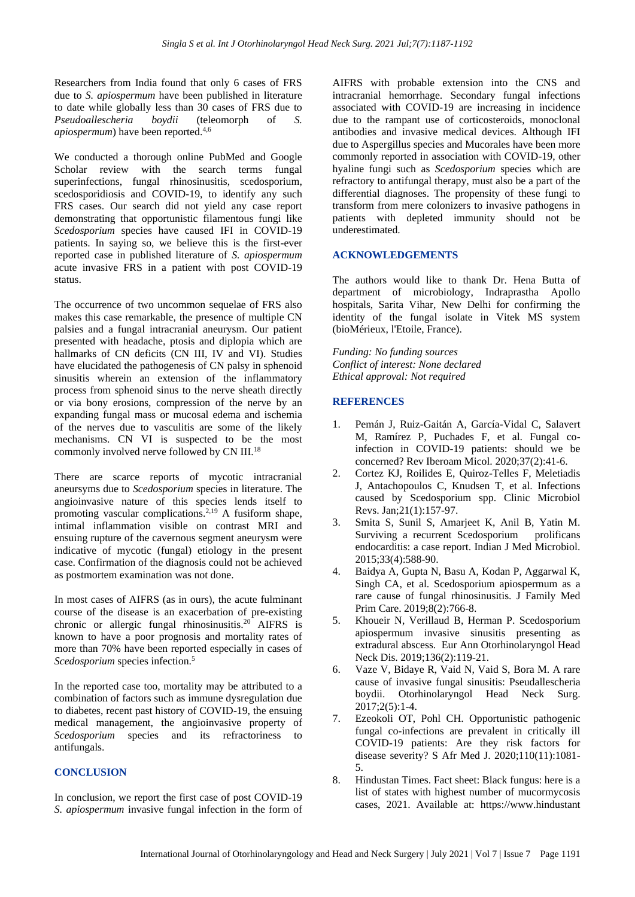Researchers from India found that only 6 cases of FRS due to *S. apiospermum* have been published in literature to date while globally less than 30 cases of FRS due to *Pseudoallescheria boydii* (teleomorph of *S. apiospermum*) have been reported.[4,6]

We conducted a thorough online PubMed and Google Scholar review with the search terms fungal superinfections, fungal rhinosinusitis, scedosporium, scedosporidiosis and COVID-19, to identify any such FRS cases. Our search did not yield any case report demonstrating that opportunistic filamentous fungi like *Scedosporium* species have caused IFI in COVID-19 patients. In saying so, we believe this is the first-ever reported case in published literature of *S. apiospermum* acute invasive FRS in a patient with post COVID-19 status.

The occurrence of two uncommon sequelae of FRS also makes this case remarkable, the presence of multiple CN palsies and a fungal intracranial aneurysm. Our patient presented with headache, ptosis and diplopia which are hallmarks of CN deficits (CN III, IV and VI). Studies have elucidated the pathogenesis of CN palsy in sphenoid sinusitis wherein an extension of the inflammatory process from sphenoid sinus to the nerve sheath directly or via bony erosions, compression of the nerve by an expanding fungal mass or mucosal edema and ischemia of the nerves due to vasculitis are some of the likely mechanisms. CN VI is suspected to be the most commonly involved nerve followed by CN III.[18]

There are scarce reports of mycotic intracranial aneurysms due to *Scedosporium* species in literature. The angioinvasive nature of this species lends itself to promoting vascular complications.[2,19] A fusiform shape, intimal inflammation visible on contrast MRI and ensuing rupture of the cavernous segment aneurysm were indicative of mycotic (fungal) etiology in the present case. Confirmation of the diagnosis could not be achieved as postmortem examination was not done.

In most cases of AIFRS (as in ours), the acute fulminant course of the disease is an exacerbation of pre-existing chronic or allergic fungal rhinosinusitis.[20] AIFRS is known to have a poor prognosis and mortality rates of more than 70% have been reported especially in cases of *Scedosporium* species infection.[5]

In the reported case too, mortality may be attributed to a combination of factors such as immune dysregulation due to diabetes, recent past history of COVID-19, the ensuing medical management, the angioinvasive property of *Scedosporium* species and its refractoriness to antifungals.

## CONCLUSION

In conclusion, we report the first case of post COVID-19 *S. apiospermum* invasive fungal infection in the form of AIFRS with probable extension into the CNS and intracranial hemorrhage. Secondary fungal infections associated with COVID-19 are increasing in incidence due to the rampant use of corticosteroids, monoclonal antibodies and invasive medical devices. Although IFI due to Aspergillus species and Mucorales have been more commonly reported in association with COVID-19, other hyaline fungi such as *Scedosporium* species which are refractory to antifungal therapy, must also be a part of the differential diagnoses. The propensity of these fungi to transform from mere colonizers to invasive pathogens in patients with depleted immunity should not be underestimated.

## ACKNOWLEDGEMENTS

The authors would like to thank Dr. Hena Butta of department of microbiology, Indraprastha Apollo hospitals, Sarita Vihar, New Delhi for confirming the identity of the fungal isolate in Vitek MS system (bioMérieux, l'Etoile, France).

*Funding: No funding sources*
*Conflict of interest: None declared*
*Ethical approval: Not required*

## REFERENCES

1. Pemán J, Ruiz-Gaitán A, García-Vidal C, Salavert M, Ramírez P, Puchades F, et al. Fungal co-infection in COVID-19 patients: should we be concerned? Rev Iberoam Micol. 2020;37(2):41-6.
2. Cortez KJ, Roilides E, Quiroz-Telles F, Meletiadis J, Antachopoulos C, Knudsen T, et al. Infections caused by Scedosporium spp. Clinic Microbiol Revs. Jan;21(1):157-97.
3. Smita S, Sunil S, Amarjeet K, Anil B, Yatin M. Surviving a recurrent Scedosporium prolificans endocarditis: a case report. Indian J Med Microbiol. 2015;33(4):588-90.
4. Baidya A, Gupta N, Basu A, Kodan P, Aggarwal K, Singh CA, et al. Scedosporium apiospermum as a rare cause of fungal rhinosinusitis. J Family Med Prim Care. 2019;8(2):766-8.
5. Khoueir N, Verillaud B, Herman P. Scedosporium apiospermum invasive sinusitis presenting as extradural abscess. Eur Ann Otorhinolaryngol Head Neck Dis. 2019;136(2):119-21.
6. Vaze V, Bidaye R, Vaid N, Vaid S, Bora M. A rare cause of invasive fungal sinusitis: Pseudallescheria boydii. Otorhinolaryngol Head Neck Surg. 2017;2(5):1-4.
7. Ezeokoli OT, Pohl CH. Opportunistic pathogenic fungal co-infections are prevalent in critically ill COVID-19 patients: Are they risk factors for disease severity? S Afr Med J. 2020;110(11):1081-5.
8. Hindustan Times. Fact sheet: Black fungus: here is a list of states with highest number of mucormycosis cases, 2021. Available at: https://www.hindustant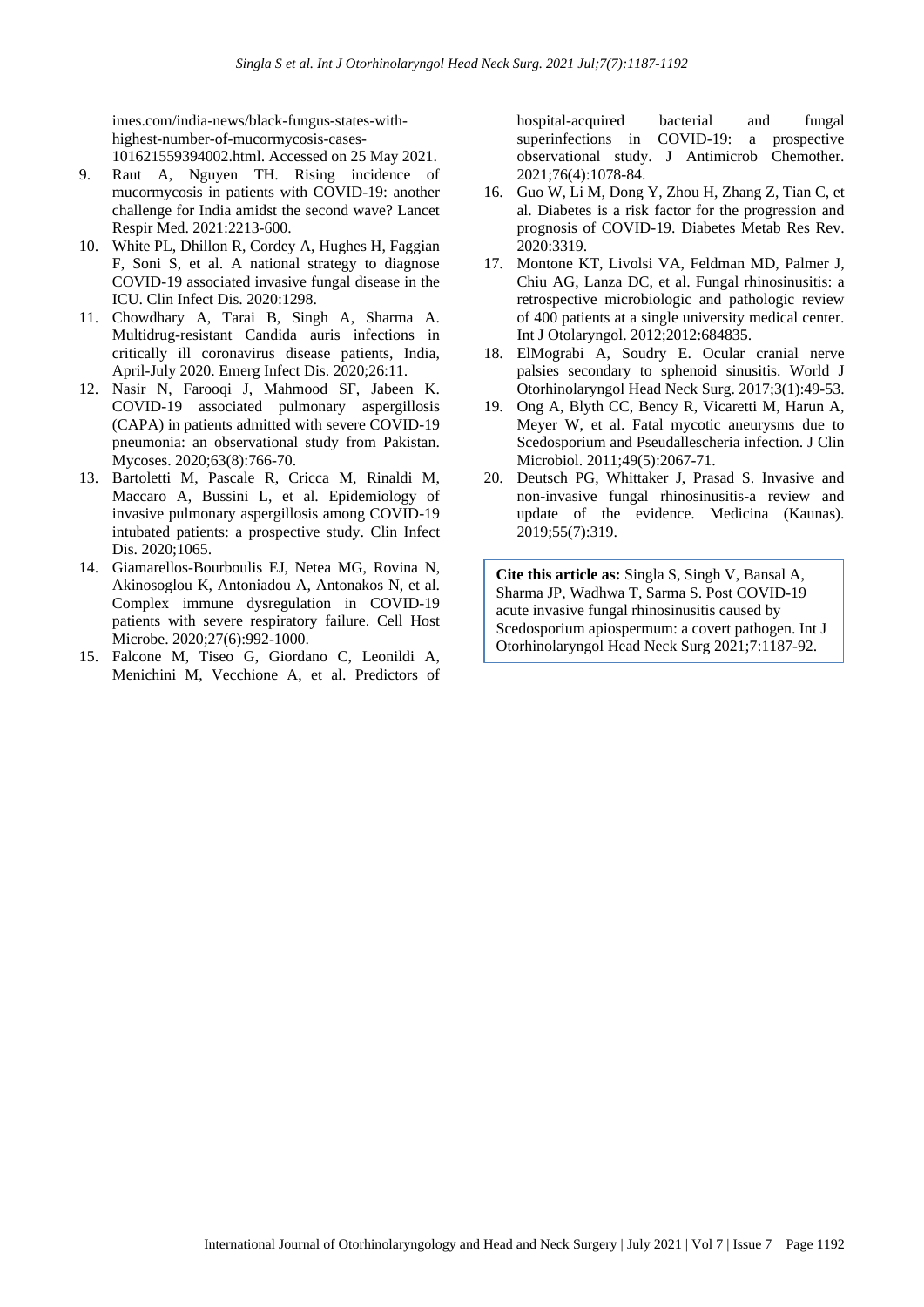imes.com/india-news/black-fungus-states-with-highest-number-of-mucormycosis-cases-101621559394002.html. Accessed on 25 May 2021.

9. Raut A, Nguyen TH. Rising incidence of mucormycosis in patients with COVID-19: another challenge for India amidst the second wave? Lancet Respir Med. 2021:2213-600.
10. White PL, Dhillon R, Cordey A, Hughes H, Faggian F, Soni S, et al. A national strategy to diagnose COVID-19 associated invasive fungal disease in the ICU. Clin Infect Dis. 2020:1298.
11. Chowdhary A, Tarai B, Singh A, Sharma A. Multidrug-resistant Candida auris infections in critically ill coronavirus disease patients, India, April-July 2020. Emerg Infect Dis. 2020;26:11.
12. Nasir N, Farooqi J, Mahmood SF, Jabeen K. COVID-19 associated pulmonary aspergillosis (CAPA) in patients admitted with severe COVID-19 pneumonia: an observational study from Pakistan. Mycoses. 2020;63(8):766-70.
13. Bartoletti M, Pascale R, Cricca M, Rinaldi M, Maccaro A, Bussini L, et al. Epidemiology of invasive pulmonary aspergillosis among COVID-19 intubated patients: a prospective study. Clin Infect Dis. 2020;1065.
14. Giamarellos-Bourboulis EJ, Netea MG, Rovina N, Akinosoglou K, Antoniadou A, Antonakos N, et al. Complex immune dysregulation in COVID-19 patients with severe respiratory failure. Cell Host Microbe. 2020;27(6):992-1000.
15. Falcone M, Tiseo G, Giordano C, Leonildi A, Menichini M, Vecchione A, et al. Predictors of hospital-acquired bacterial and fungal superinfections in COVID-19: a prospective observational study. J Antimicrob Chemother. 2021;76(4):1078-84.
16. Guo W, Li M, Dong Y, Zhou H, Zhang Z, Tian C, et al. Diabetes is a risk factor for the progression and prognosis of COVID-19. Diabetes Metab Res Rev. 2020:3319.
17. Montone KT, Livolsi VA, Feldman MD, Palmer J, Chiu AG, Lanza DC, et al. Fungal rhinosinusitis: a retrospective microbiologic and pathologic review of 400 patients at a single university medical center. Int J Otolaryngol. 2012;2012:684835.
18. ElMograbi A, Soudry E. Ocular cranial nerve palsies secondary to sphenoid sinusitis. World J Otorhinolaryngol Head Neck Surg. 2017;3(1):49-53.
19. Ong A, Blyth CC, Bency R, Vicaretti M, Harun A, Meyer W, et al. Fatal mycotic aneurysms due to Scedosporium and Pseudallescheria infection. J Clin Microbiol. 2011;49(5):2067-71.
20. Deutsch PG, Whittaker J, Prasad S. Invasive and non-invasive fungal rhinosinusitis-a review and update of the evidence. Medicina (Kaunas). 2019;55(7):319.

**Cite this article as:** Singla S, Singh V, Bansal A, Sharma JP, Wadhwa T, Sarma S. Post COVID-19 acute invasive fungal rhinosinusitis caused by Scedosporium apiospermum: a covert pathogen. Int J Otorhinolaryngol Head Neck Surg 2021;7:1187-92.